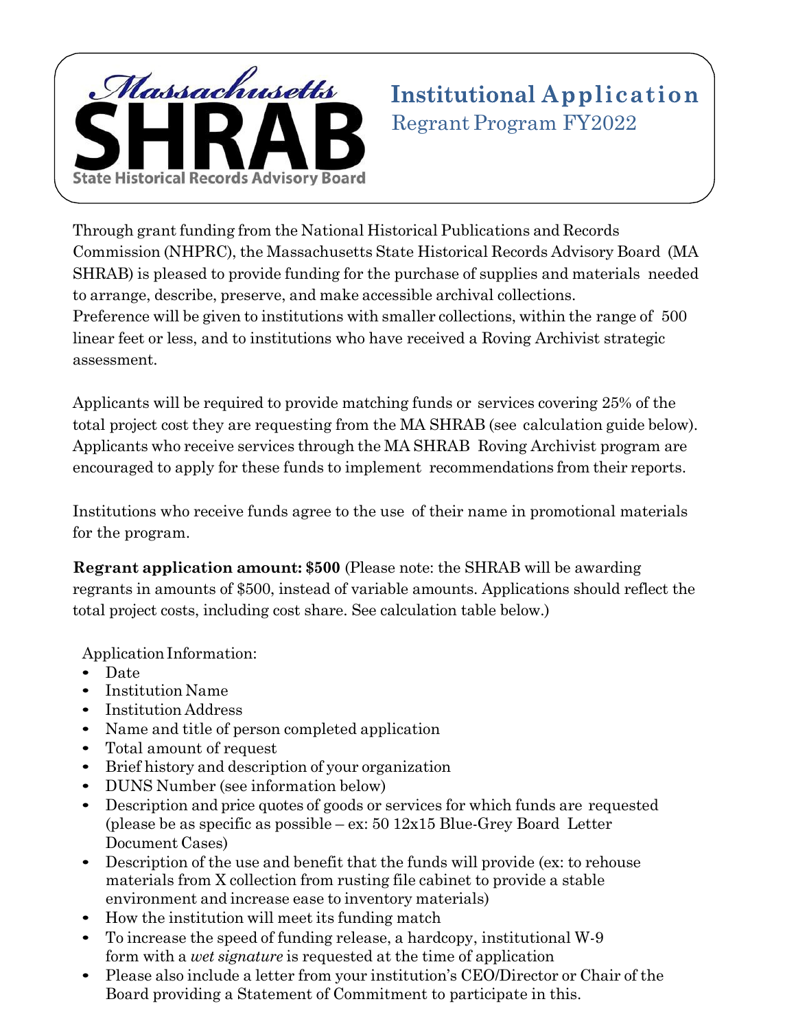# Massachusetts SHRAB

State Historical Records Advisory Board

## Institutional Application

Regrant Program FY2022

Through grant funding from the National Historical Publications and Records Commission (NHPRC), the Massachusetts State Historical Records Advisory Board (MA SHRAB) is pleased to provide funding for the purchase of supplies and materials needed to arrange, describe, preserve, and make accessible archival collections. Preference will be given to institutions with smaller collections, within the range of 500 linear feet or less, and to institutions who have received a Roving Archivist strategic assessment.

Applicants will be required to provide matching funds or services covering 25% of the total project cost they are requesting from the MA SHRAB (see calculation guide below). Applicants who receive services through the MA SHRAB Roving Archivist program are encouraged to apply for these funds to implement recommendations from their reports.

Institutions who receive funds agree to the use of their name in promotional materials for the program.

**Regrant application amount: $500** (Please note: the SHRAB will be awarding regrants in amounts of $500, instead of variable amounts. Applications should reflect the total project costs, including cost share. See calculation table below.)

Application Information:

- Date
- Institution Name
- Institution Address
- Name and title of person completed application
- Total amount of request
- Brief history and description of your organization
- DUNS Number (see information below)
- Description and price quotes of goods or services for which funds are requested (please be as specific as possible – ex: 50 12x15 Blue-Grey Board Letter Document Cases)
- Description of the use and benefit that the funds will provide (ex: to rehouse materials from X collection from rusting file cabinet to provide a stable environment and increase ease to inventory materials)
- How the institution will meet its funding match
- To increase the speed of funding release, a hardcopy, institutional W-9 form with a *wet signature* is requested at the time of application
- Please also include a letter from your institution's CEO/Director or Chair of the Board providing a Statement of Commitment to participate in this.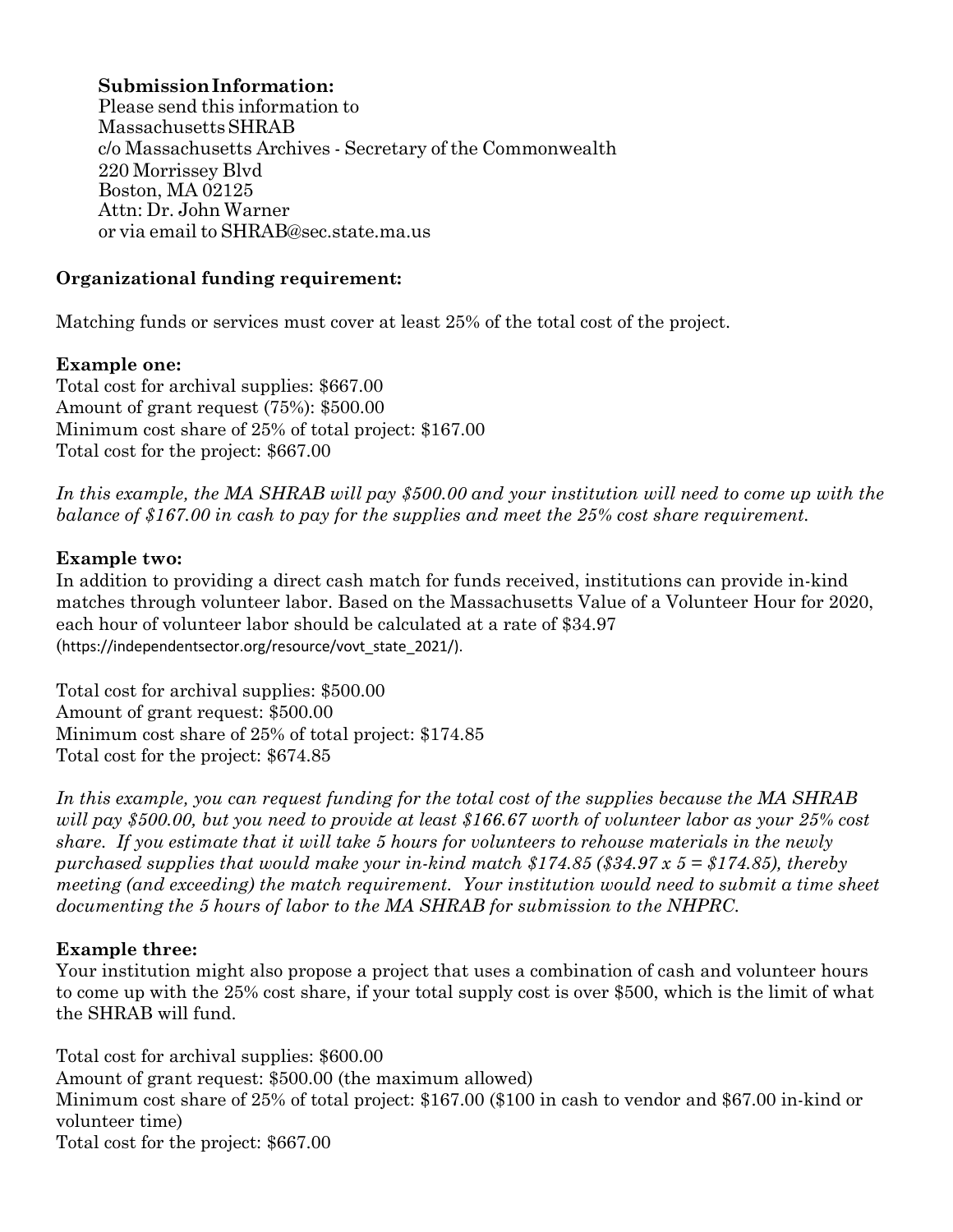**Submission Information:**
Please send this information to
Massachusetts SHRAB
c/o Massachusetts Archives - Secretary of the Commonwealth
220 Morrissey Blvd
Boston, MA 02125
Attn: Dr. John Warner
or via email to SHRAB@sec.state.ma.us

**Organizational funding requirement:**

Matching funds or services must cover at least 25% of the total cost of the project.

**Example one:**
Total cost for archival supplies: $667.00
Amount of grant request (75%): $500.00
Minimum cost share of 25% of total project: $167.00
Total cost for the project: $667.00

*In this example, the MA SHRAB will pay $500.00 and your institution will need to come up with the balance of $167.00 in cash to pay for the supplies and meet the 25% cost share requirement.*

**Example two:**
In addition to providing a direct cash match for funds received, institutions can provide in-kind matches through volunteer labor. Based on the Massachusetts Value of a Volunteer Hour for 2020, each hour of volunteer labor should be calculated at a rate of $34.97 (https://independentsector.org/resource/vovt_state_2021/).

Total cost for archival supplies: $500.00
Amount of grant request: $500.00
Minimum cost share of 25% of total project: $174.85
Total cost for the project: $674.85

*In this example, you can request funding for the total cost of the supplies because the MA SHRAB will pay $500.00, but you need to provide at least $166.67 worth of volunteer labor as your 25% cost share. If you estimate that it will take 5 hours for volunteers to rehouse materials in the newly purchased supplies that would make your in-kind match $174.85 ($34.97 x 5 = $174.85), thereby meeting (and exceeding) the match requirement. Your institution would need to submit a time sheet documenting the 5 hours of labor to the MA SHRAB for submission to the NHPRC.*

**Example three:**
Your institution might also propose a project that uses a combination of cash and volunteer hours to come up with the 25% cost share, if your total supply cost is over $500, which is the limit of what the SHRAB will fund.

Total cost for archival supplies: $600.00
Amount of grant request: $500.00 (the maximum allowed)
Minimum cost share of 25% of total project: $167.00 ($100 in cash to vendor and $67.00 in-kind or volunteer time)
Total cost for the project: $667.00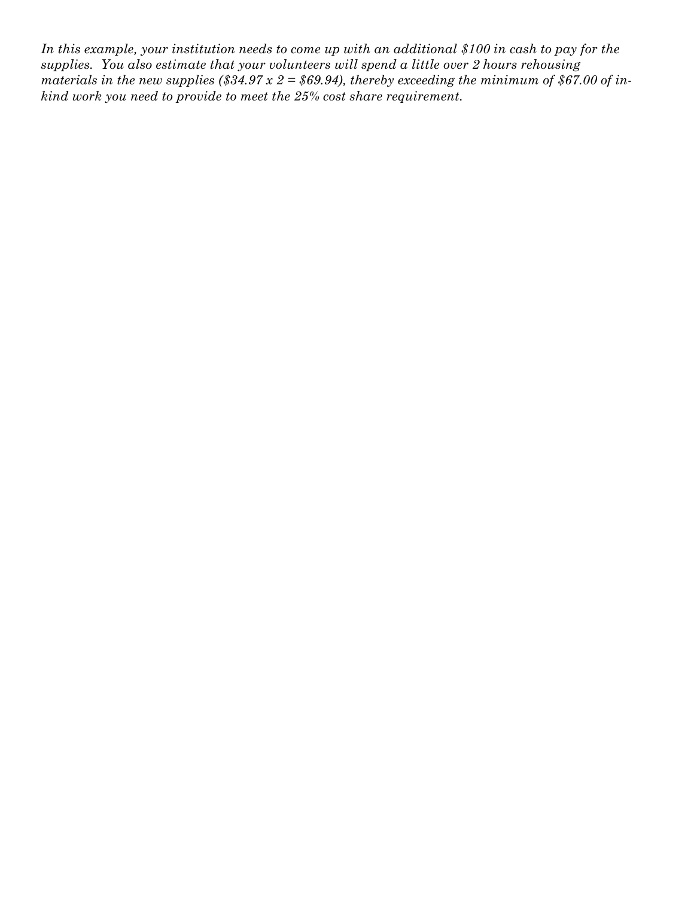*In this example, your institution needs to come up with an additional $100 in cash to pay for the supplies. You also estimate that your volunteers will spend a little over 2 hours rehousing materials in the new supplies ($34.97 x 2 = $69.94), thereby exceeding the minimum of $67.00 of in-kind work you need to provide to meet the 25% cost share requirement.*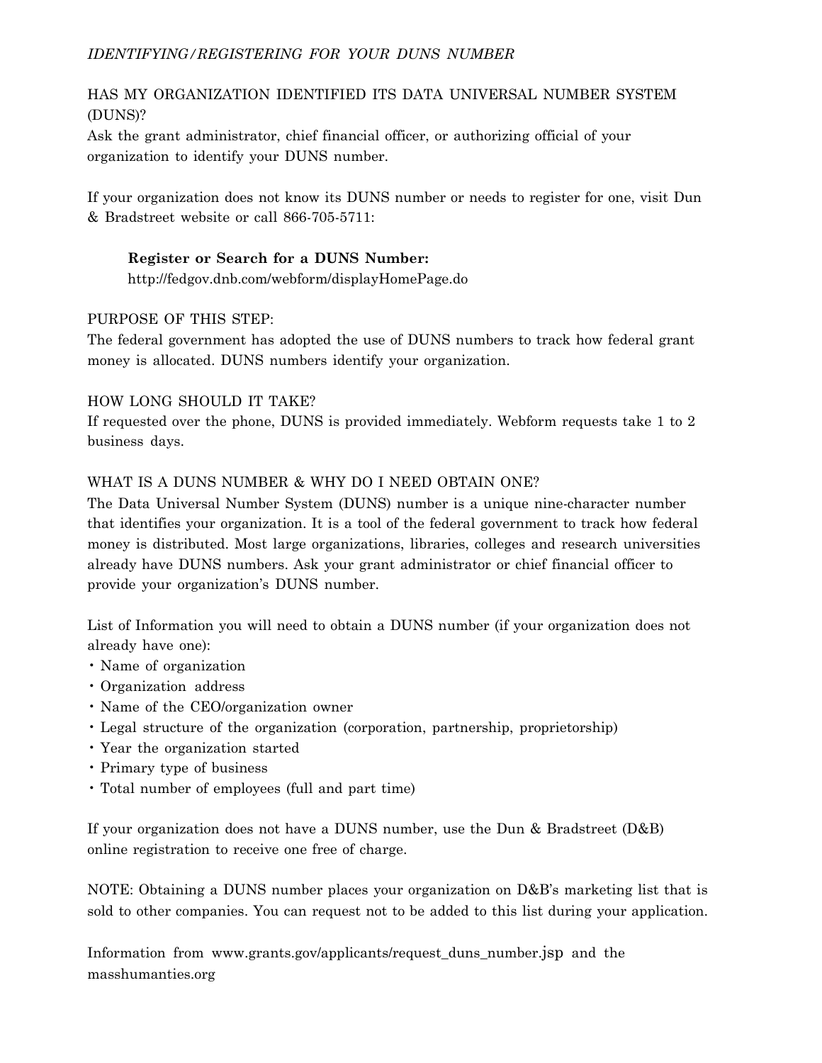*IDENTIFYING/REGISTERING FOR YOUR DUNS NUMBER*

HAS MY ORGANIZATION IDENTIFIED ITS DATA UNIVERSAL NUMBER SYSTEM (DUNS)?

Ask the grant administrator, chief financial officer, or authorizing official of your organization to identify your DUNS number.

If your organization does not know its DUNS number or needs to register for one, visit Dun & Bradstreet website or call 866-705-5711:

> **Register or Search for a DUNS Number:**
> http://fedgov.dnb.com/webform/displayHomePage.do

PURPOSE OF THIS STEP:

The federal government has adopted the use of DUNS numbers to track how federal grant money is allocated. DUNS numbers identify your organization.

HOW LONG SHOULD IT TAKE?

If requested over the phone, DUNS is provided immediately. Webform requests take 1 to 2 business days.

WHAT IS A DUNS NUMBER & WHY DO I NEED OBTAIN ONE?

The Data Universal Number System (DUNS) number is a unique nine-character number that identifies your organization. It is a tool of the federal government to track how federal money is distributed. Most large organizations, libraries, colleges and research universities already have DUNS numbers. Ask your grant administrator or chief financial officer to provide your organization's DUNS number.

List of Information you will need to obtain a DUNS number (if your organization does not already have one):

- Name of organization
- Organization address
- Name of the CEO/organization owner
- Legal structure of the organization (corporation, partnership, proprietorship)
- Year the organization started
- Primary type of business
- Total number of employees (full and part time)

If your organization does not have a DUNS number, use the Dun & Bradstreet (D&B) online registration to receive one free of charge.

NOTE: Obtaining a DUNS number places your organization on D&B's marketing list that is sold to other companies. You can request not to be added to this list during your application.

Information from www.grants.gov/applicants/request_duns_number.jsp and the masshumanties.org